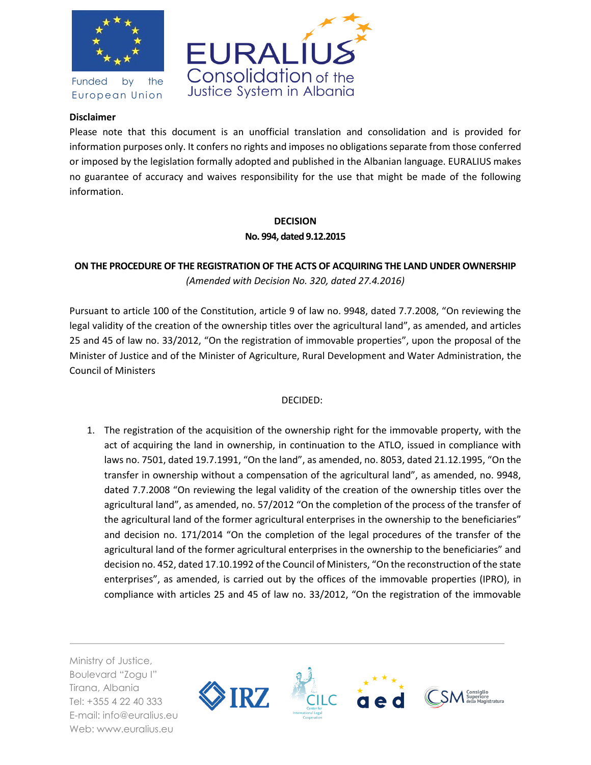**Disclaimer**

Please note that this document is an unofficial translation and consolidation and is provided for information purposes only. It confers no rights and imposes no obligations separate from those conferred or imposed by the legislation formally adopted and published in the Albanian language. EURALIUS makes no guarantee of accuracy and waives responsibility for the use that might be made of the following information.

**DECISION**

**No. 994, dated 9.12.2015**

**ON THE PROCEDURE OF THE REGISTRATION OF THE ACTS OF ACQUIRING THE LAND UNDER OWNERSHIP**

*(Amended with Decision No. 320, dated 27.4.2016)*

Pursuant to article 100 of the Constitution, article 9 of law no. 9948, dated 7.7.2008, "On reviewing the legal validity of the creation of the ownership titles over the agricultural land", as amended, and articles 25 and 45 of law no. 33/2012, "On the registration of immovable properties", upon the proposal of the Minister of Justice and of the Minister of Agriculture, Rural Development and Water Administration, the Council of Ministers

DECIDED:

1. The registration of the acquisition of the ownership right for the immovable property, with the act of acquiring the land in ownership, in continuation to the ATLO, issued in compliance with laws no. 7501, dated 19.7.1991, "On the land", as amended, no. 8053, dated 21.12.1995, "On the transfer in ownership without a compensation of the agricultural land", as amended, no. 9948, dated 7.7.2008 "On reviewing the legal validity of the creation of the ownership titles over the agricultural land", as amended, no. 57/2012 "On the completion of the process of the transfer of the agricultural land of the former agricultural enterprises in the ownership to the beneficiaries" and decision no. 171/2014 "On the completion of the legal procedures of the transfer of the agricultural land of the former agricultural enterprises in the ownership to the beneficiaries" and decision no. 452, dated 17.10.1992 of the Council of Ministers, "On the reconstruction of the state enterprises", as amended, is carried out by the offices of the immovable properties (IPRO), in compliance with articles 25 and 45 of law no. 33/2012, "On the registration of the immovable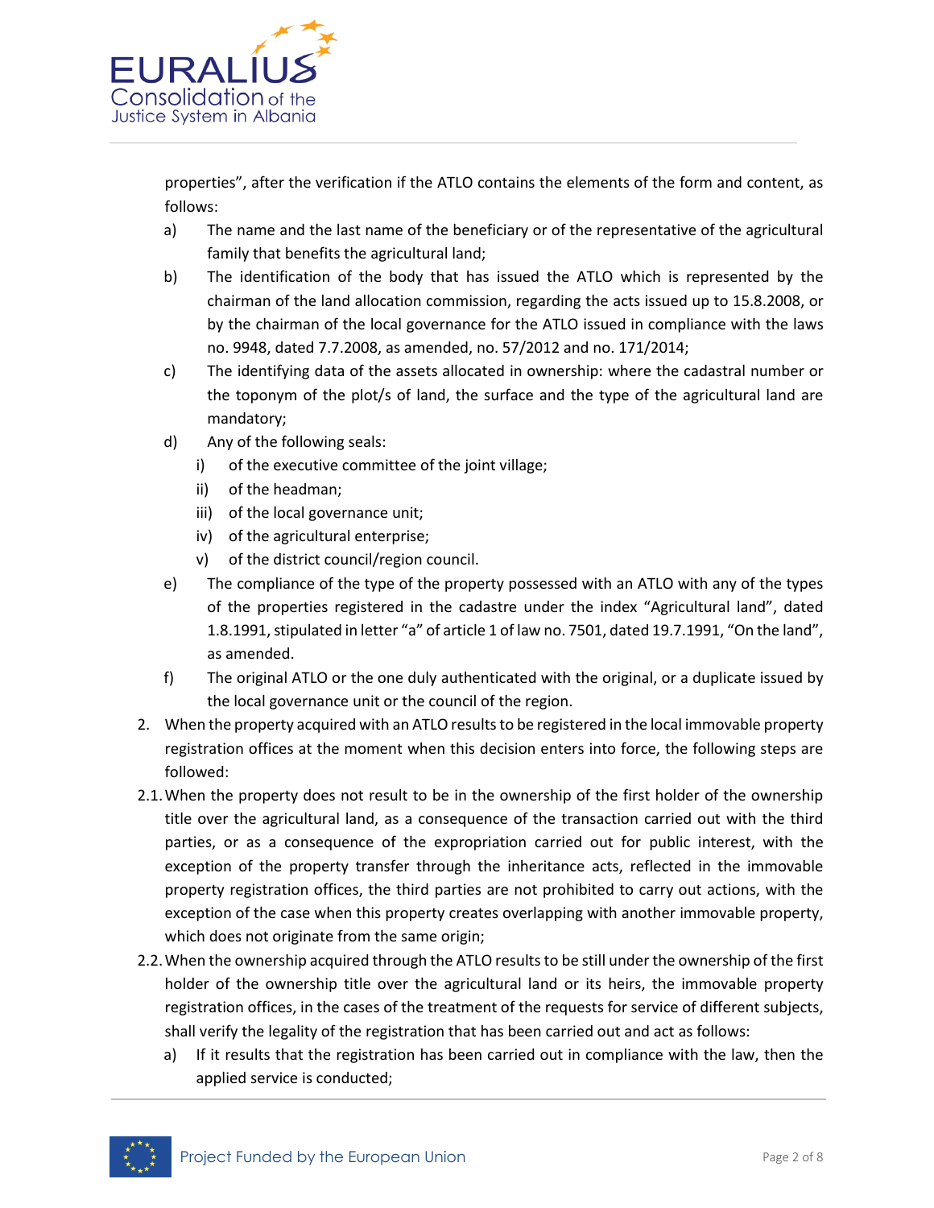properties", after the verification if the ATLO contains the elements of the form and content, as follows:

a) The name and the last name of the beneficiary or of the representative of the agricultural family that benefits the agricultural land;

b) The identification of the body that has issued the ATLO which is represented by the chairman of the land allocation commission, regarding the acts issued up to 15.8.2008, or by the chairman of the local governance for the ATLO issued in compliance with the laws no. 9948, dated 7.7.2008, as amended, no. 57/2012 and no. 171/2014;

c) The identifying data of the assets allocated in ownership: where the cadastral number or the toponym of the plot/s of land, the surface and the type of the agricultural land are mandatory;

d) Any of the following seals:
   i) of the executive committee of the joint village;
   ii) of the headman;
   iii) of the local governance unit;
   iv) of the agricultural enterprise;
   v) of the district council/region council.

e) The compliance of the type of the property possessed with an ATLO with any of the types of the properties registered in the cadastre under the index "Agricultural land", dated 1.8.1991, stipulated in letter "a" of article 1 of law no. 7501, dated 19.7.1991, "On the land", as amended.

f) The original ATLO or the one duly authenticated with the original, or a duplicate issued by the local governance unit or the council of the region.

2. When the property acquired with an ATLO results to be registered in the local immovable property registration offices at the moment when this decision enters into force, the following steps are followed:

2.1. When the property does not result to be in the ownership of the first holder of the ownership title over the agricultural land, as a consequence of the transaction carried out with the third parties, or as a consequence of the expropriation carried out for public interest, with the exception of the property transfer through the inheritance acts, reflected in the immovable property registration offices, the third parties are not prohibited to carry out actions, with the exception of the case when this property creates overlapping with another immovable property, which does not originate from the same origin;

2.2. When the ownership acquired through the ATLO results to be still under the ownership of the first holder of the ownership title over the agricultural land or its heirs, the immovable property registration offices, in the cases of the treatment of the requests for service of different subjects, shall verify the legality of the registration that has been carried out and act as follows:

a) If it results that the registration has been carried out in compliance with the law, then the applied service is conducted;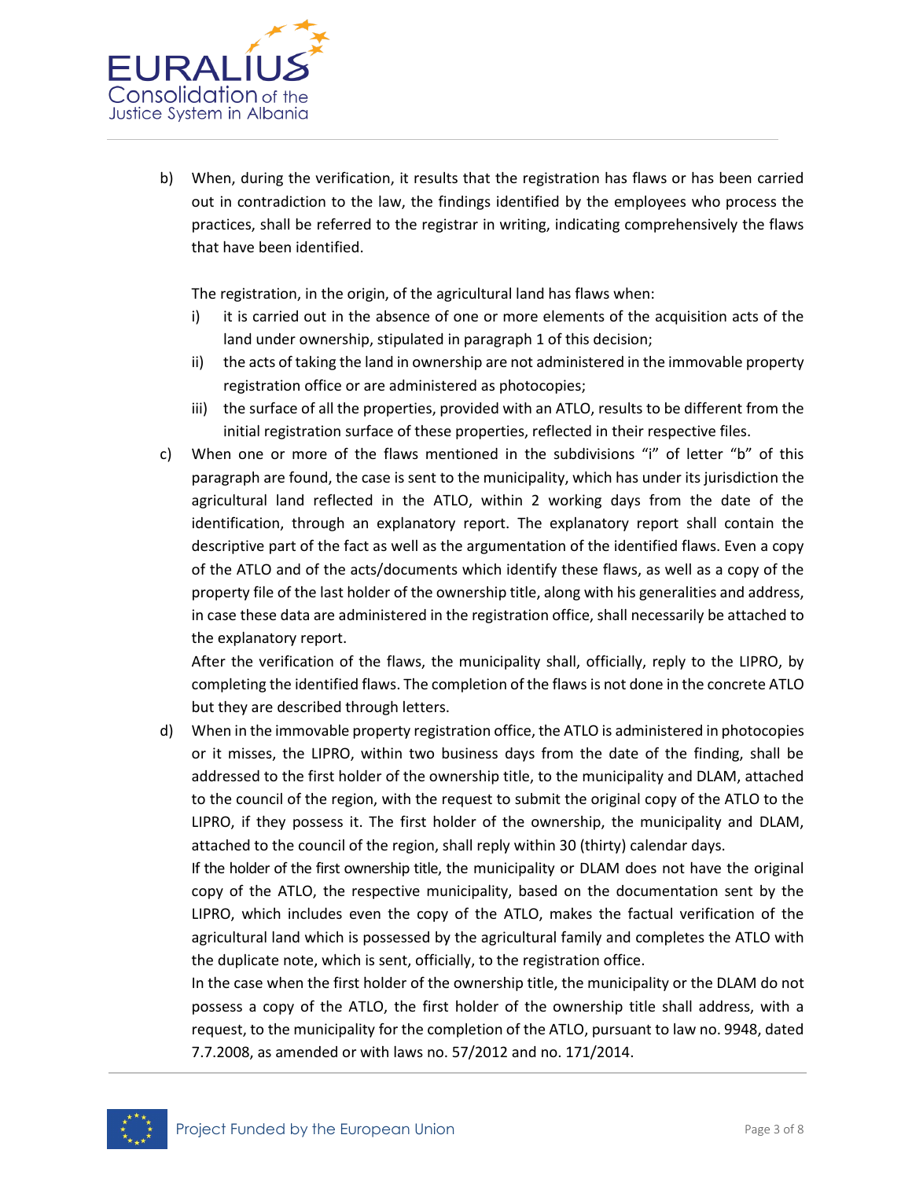b) When, during the verification, it results that the registration has flaws or has been carried out in contradiction to the law, the findings identified by the employees who process the practices, shall be referred to the registrar in writing, indicating comprehensively the flaws that have been identified.

   The registration, in the origin, of the agricultural land has flaws when:

   i) it is carried out in the absence of one or more elements of the acquisition acts of the land under ownership, stipulated in paragraph 1 of this decision;
   ii) the acts of taking the land in ownership are not administered in the immovable property registration office or are administered as photocopies;
   iii) the surface of all the properties, provided with an ATLO, results to be different from the initial registration surface of these properties, reflected in their respective files.

c) When one or more of the flaws mentioned in the subdivisions "i" of letter "b" of this paragraph are found, the case is sent to the municipality, which has under its jurisdiction the agricultural land reflected in the ATLO, within 2 working days from the date of the identification, through an explanatory report. The explanatory report shall contain the descriptive part of the fact as well as the argumentation of the identified flaws. Even a copy of the ATLO and of the acts/documents which identify these flaws, as well as a copy of the property file of the last holder of the ownership title, along with his generalities and address, in case these data are administered in the registration office, shall necessarily be attached to the explanatory report.

   After the verification of the flaws, the municipality shall, officially, reply to the LIPRO, by completing the identified flaws. The completion of the flaws is not done in the concrete ATLO but they are described through letters.

d) When in the immovable property registration office, the ATLO is administered in photocopies or it misses, the LIPRO, within two business days from the date of the finding, shall be addressed to the first holder of the ownership title, to the municipality and DLAM, attached to the council of the region, with the request to submit the original copy of the ATLO to the LIPRO, if they possess it. The first holder of the ownership, the municipality and DLAM, attached to the council of the region, shall reply within 30 (thirty) calendar days.

   If the holder of the first ownership title, the municipality or DLAM does not have the original copy of the ATLO, the respective municipality, based on the documentation sent by the LIPRO, which includes even the copy of the ATLO, makes the factual verification of the agricultural land which is possessed by the agricultural family and completes the ATLO with the duplicate note, which is sent, officially, to the registration office.

   In the case when the first holder of the ownership title, the municipality or the DLAM do not possess a copy of the ATLO, the first holder of the ownership title shall address, with a request, to the municipality for the completion of the ATLO, pursuant to law no. 9948, dated 7.7.2008, as amended or with laws no. 57/2012 and no. 171/2014.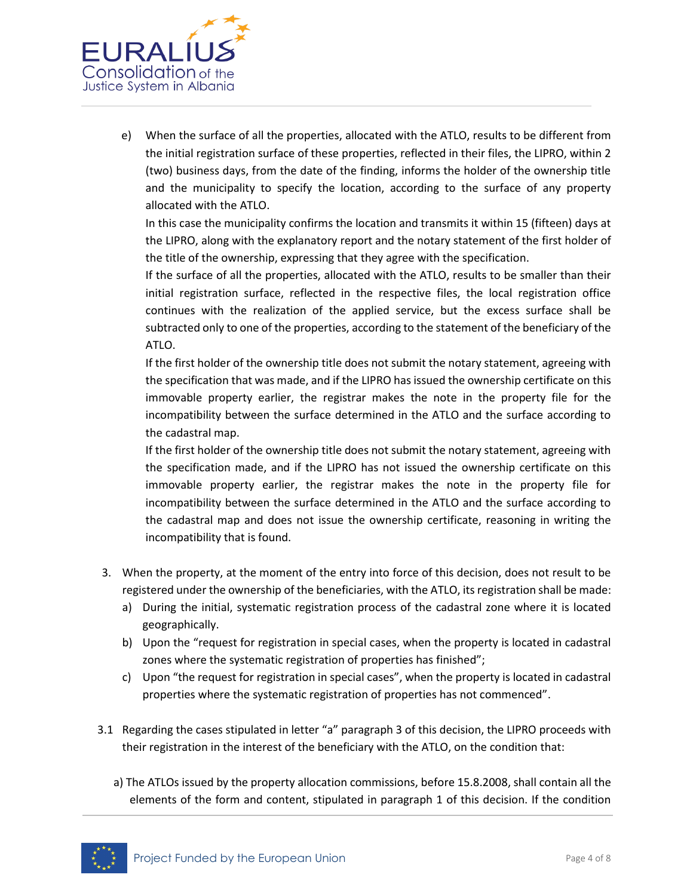e) When the surface of all the properties, allocated with the ATLO, results to be different from the initial registration surface of these properties, reflected in their files, the LIPRO, within 2 (two) business days, from the date of the finding, informs the holder of the ownership title and the municipality to specify the location, according to the surface of any property allocated with the ATLO.

   In this case the municipality confirms the location and transmits it within 15 (fifteen) days at the LIPRO, along with the explanatory report and the notary statement of the first holder of the title of the ownership, expressing that they agree with the specification.

   If the surface of all the properties, allocated with the ATLO, results to be smaller than their initial registration surface, reflected in the respective files, the local registration office continues with the realization of the applied service, but the excess surface shall be subtracted only to one of the properties, according to the statement of the beneficiary of the ATLO.

   If the first holder of the ownership title does not submit the notary statement, agreeing with the specification that was made, and if the LIPRO has issued the ownership certificate on this immovable property earlier, the registrar makes the note in the property file for the incompatibility between the surface determined in the ATLO and the surface according to the cadastral map.

   If the first holder of the ownership title does not submit the notary statement, agreeing with the specification made, and if the LIPRO has not issued the ownership certificate on this immovable property earlier, the registrar makes the note in the property file for incompatibility between the surface determined in the ATLO and the surface according to the cadastral map and does not issue the ownership certificate, reasoning in writing the incompatibility that is found.

3. When the property, at the moment of the entry into force of this decision, does not result to be registered under the ownership of the beneficiaries, with the ATLO, its registration shall be made:
   a) During the initial, systematic registration process of the cadastral zone where it is located geographically.
   b) Upon the “request for registration in special cases, when the property is located in cadastral zones where the systematic registration of properties has finished”;
   c) Upon “the request for registration in special cases”, when the property is located in cadastral properties where the systematic registration of properties has not commenced”.

3.1 Regarding the cases stipulated in letter “a” paragraph 3 of this decision, the LIPRO proceeds with their registration in the interest of the beneficiary with the ATLO, on the condition that:

   a) The ATLOs issued by the property allocation commissions, before 15.8.2008, shall contain all the elements of the form and content, stipulated in paragraph 1 of this decision. If the condition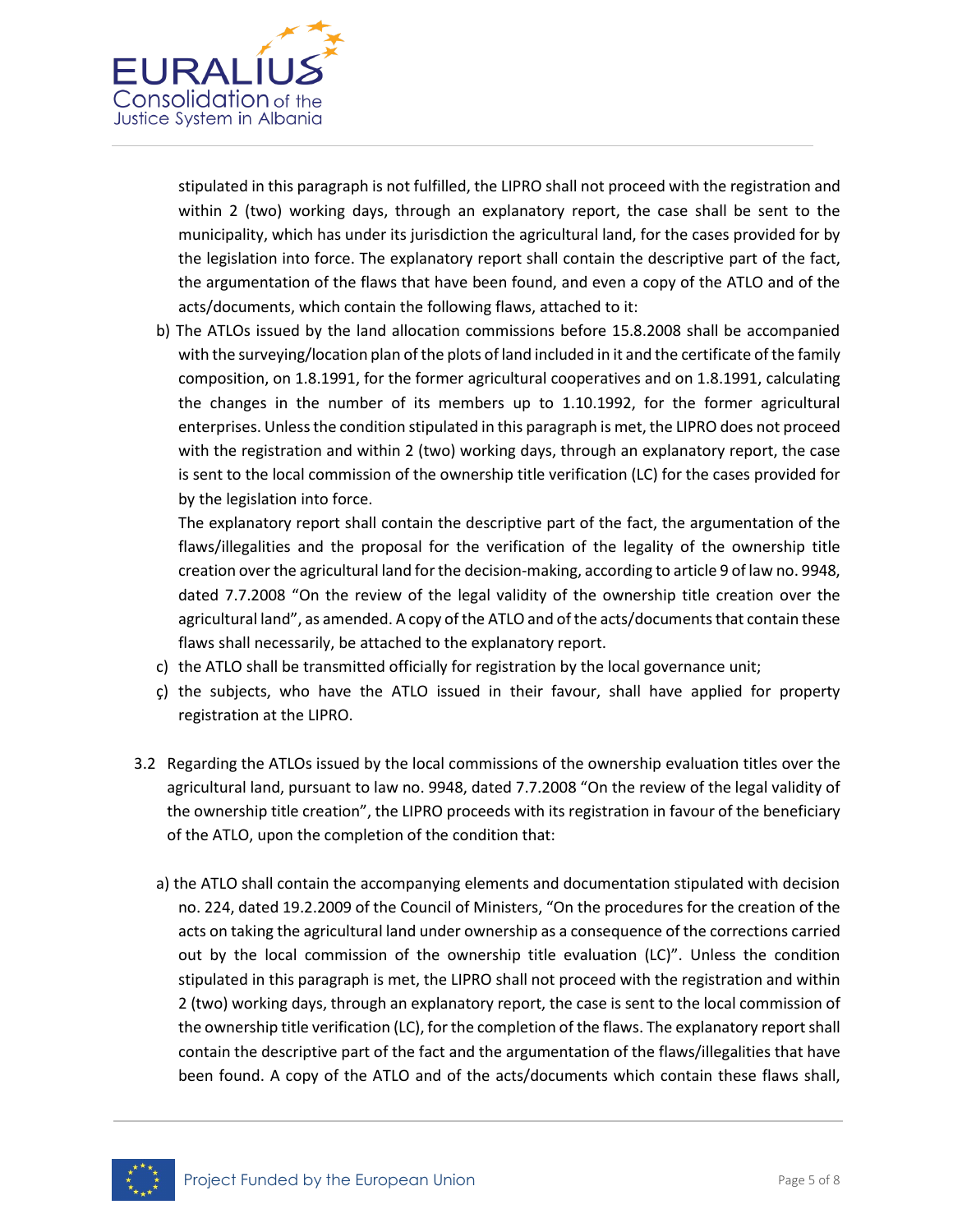stipulated in this paragraph is not fulfilled, the LIPRO shall not proceed with the registration and within 2 (two) working days, through an explanatory report, the case shall be sent to the municipality, which has under its jurisdiction the agricultural land, for the cases provided for by the legislation into force. The explanatory report shall contain the descriptive part of the fact, the argumentation of the flaws that have been found, and even a copy of the ATLO and of the acts/documents, which contain the following flaws, attached to it:

b) The ATLOs issued by the land allocation commissions before 15.8.2008 shall be accompanied with the surveying/location plan of the plots of land included in it and the certificate of the family composition, on 1.8.1991, for the former agricultural cooperatives and on 1.8.1991, calculating the changes in the number of its members up to 1.10.1992, for the former agricultural enterprises. Unless the condition stipulated in this paragraph is met, the LIPRO does not proceed with the registration and within 2 (two) working days, through an explanatory report, the case is sent to the local commission of the ownership title verification (LC) for the cases provided for by the legislation into force.

   The explanatory report shall contain the descriptive part of the fact, the argumentation of the flaws/illegalities and the proposal for the verification of the legality of the ownership title creation over the agricultural land for the decision-making, according to article 9 of law no. 9948, dated 7.7.2008 "On the review of the legal validity of the ownership title creation over the agricultural land", as amended. A copy of the ATLO and of the acts/documents that contain these flaws shall necessarily, be attached to the explanatory report.

c) the ATLO shall be transmitted officially for registration by the local governance unit;

ç) the subjects, who have the ATLO issued in their favour, shall have applied for property registration at the LIPRO.

3.2 Regarding the ATLOs issued by the local commissions of the ownership evaluation titles over the agricultural land, pursuant to law no. 9948, dated 7.7.2008 "On the review of the legal validity of the ownership title creation", the LIPRO proceeds with its registration in favour of the beneficiary of the ATLO, upon the completion of the condition that:

a) the ATLO shall contain the accompanying elements and documentation stipulated with decision no. 224, dated 19.2.2009 of the Council of Ministers, "On the procedures for the creation of the acts on taking the agricultural land under ownership as a consequence of the corrections carried out by the local commission of the ownership title evaluation (LC)". Unless the condition stipulated in this paragraph is met, the LIPRO shall not proceed with the registration and within 2 (two) working days, through an explanatory report, the case is sent to the local commission of the ownership title verification (LC), for the completion of the flaws. The explanatory report shall contain the descriptive part of the fact and the argumentation of the flaws/illegalities that have been found. A copy of the ATLO and of the acts/documents which contain these flaws shall,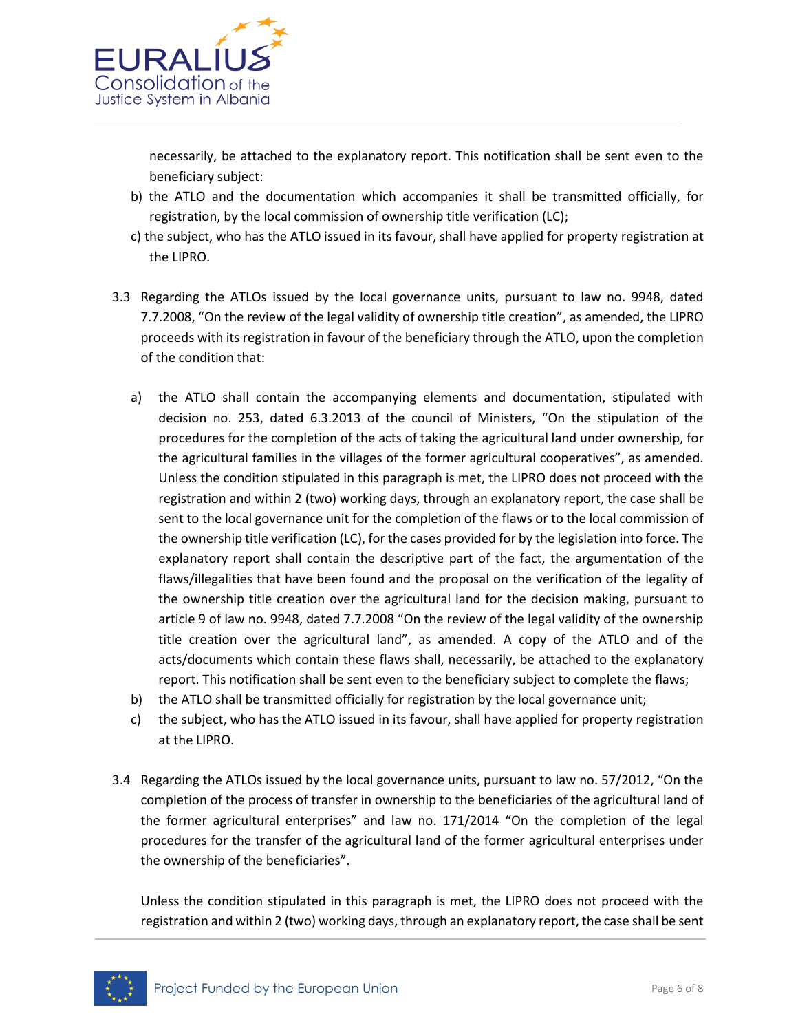necessarily, be attached to the explanatory report. This notification shall be sent even to the beneficiary subject:

b) the ATLO and the documentation which accompanies it shall be transmitted officially, for registration, by the local commission of ownership title verification (LC);

c) the subject, who has the ATLO issued in its favour, shall have applied for property registration at the LIPRO.

3.3 Regarding the ATLOs issued by the local governance units, pursuant to law no. 9948, dated 7.7.2008, "On the review of the legal validity of ownership title creation", as amended, the LIPRO proceeds with its registration in favour of the beneficiary through the ATLO, upon the completion of the condition that:

a) the ATLO shall contain the accompanying elements and documentation, stipulated with decision no. 253, dated 6.3.2013 of the council of Ministers, "On the stipulation of the procedures for the completion of the acts of taking the agricultural land under ownership, for the agricultural families in the villages of the former agricultural cooperatives", as amended. Unless the condition stipulated in this paragraph is met, the LIPRO does not proceed with the registration and within 2 (two) working days, through an explanatory report, the case shall be sent to the local governance unit for the completion of the flaws or to the local commission of the ownership title verification (LC), for the cases provided for by the legislation into force. The explanatory report shall contain the descriptive part of the fact, the argumentation of the flaws/illegalities that have been found and the proposal on the verification of the legality of the ownership title creation over the agricultural land for the decision making, pursuant to article 9 of law no. 9948, dated 7.7.2008 "On the review of the legal validity of the ownership title creation over the agricultural land", as amended. A copy of the ATLO and of the acts/documents which contain these flaws shall, necessarily, be attached to the explanatory report. This notification shall be sent even to the beneficiary subject to complete the flaws;

b) the ATLO shall be transmitted officially for registration by the local governance unit;

c) the subject, who has the ATLO issued in its favour, shall have applied for property registration at the LIPRO.

3.4 Regarding the ATLOs issued by the local governance units, pursuant to law no. 57/2012, "On the completion of the process of transfer in ownership to the beneficiaries of the agricultural land of the former agricultural enterprises" and law no. 171/2014 "On the completion of the legal procedures for the transfer of the agricultural land of the former agricultural enterprises under the ownership of the beneficiaries".

Unless the condition stipulated in this paragraph is met, the LIPRO does not proceed with the registration and within 2 (two) working days, through an explanatory report, the case shall be sent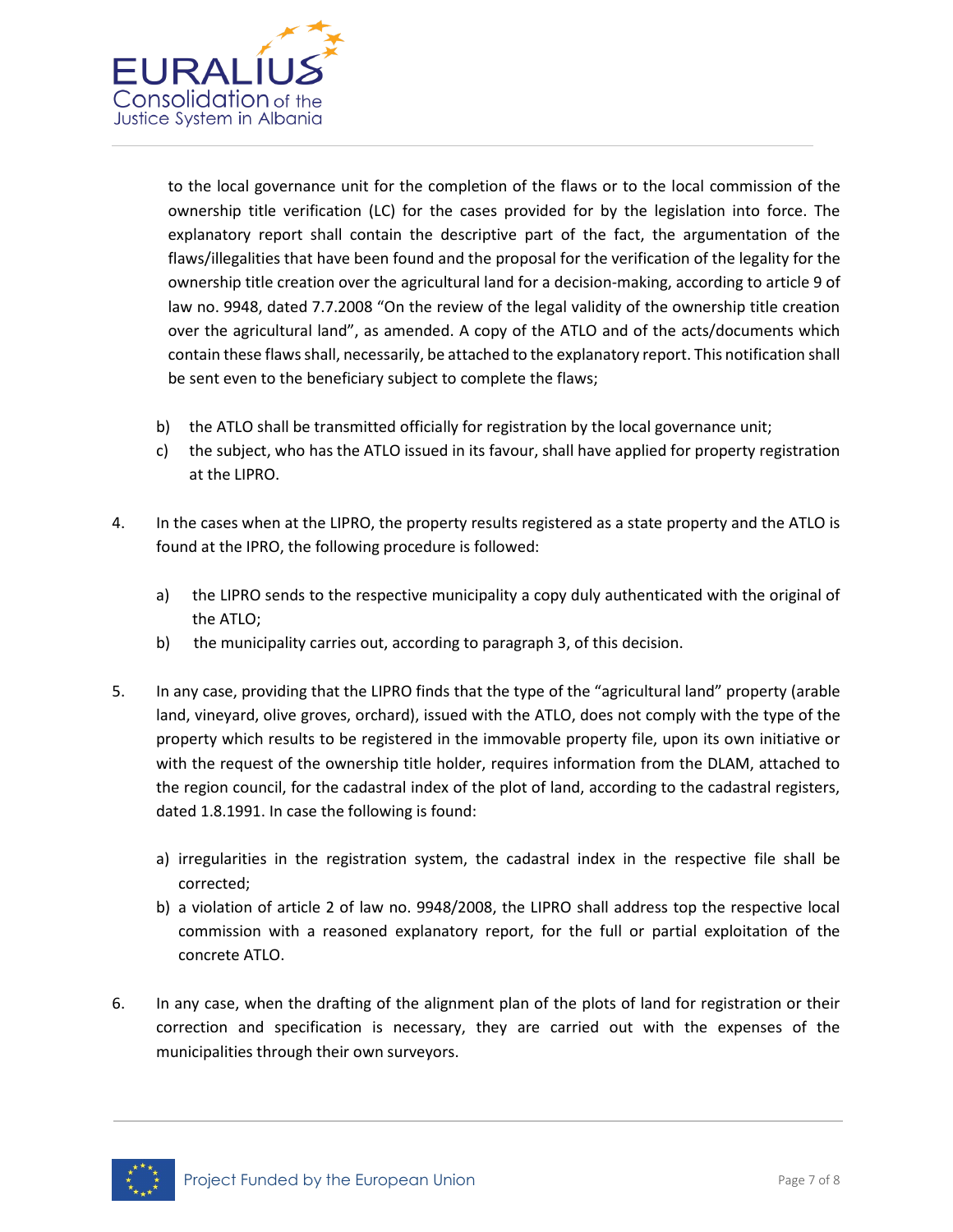to the local governance unit for the completion of the flaws or to the local commission of the ownership title verification (LC) for the cases provided for by the legislation into force. The explanatory report shall contain the descriptive part of the fact, the argumentation of the flaws/illegalities that have been found and the proposal for the verification of the legality for the ownership title creation over the agricultural land for a decision-making, according to article 9 of law no. 9948, dated 7.7.2008 "On the review of the legal validity of the ownership title creation over the agricultural land", as amended. A copy of the ATLO and of the acts/documents which contain these flaws shall, necessarily, be attached to the explanatory report. This notification shall be sent even to the beneficiary subject to complete the flaws;

b) the ATLO shall be transmitted officially for registration by the local governance unit;

c) the subject, who has the ATLO issued in its favour, shall have applied for property registration at the LIPRO.

4. In the cases when at the LIPRO, the property results registered as a state property and the ATLO is found at the IPRO, the following procedure is followed:

   a) the LIPRO sends to the respective municipality a copy duly authenticated with the original of the ATLO;
   b) the municipality carries out, according to paragraph 3, of this decision.

5. In any case, providing that the LIPRO finds that the type of the "agricultural land" property (arable land, vineyard, olive groves, orchard), issued with the ATLO, does not comply with the type of the property which results to be registered in the immovable property file, upon its own initiative or with the request of the ownership title holder, requires information from the DLAM, attached to the region council, for the cadastral index of the plot of land, according to the cadastral registers, dated 1.8.1991. In case the following is found:

   a) irregularities in the registration system, the cadastral index in the respective file shall be corrected;
   b) a violation of article 2 of law no. 9948/2008, the LIPRO shall address top the respective local commission with a reasoned explanatory report, for the full or partial exploitation of the concrete ATLO.

6. In any case, when the drafting of the alignment plan of the plots of land for registration or their correction and specification is necessary, they are carried out with the expenses of the municipalities through their own surveyors.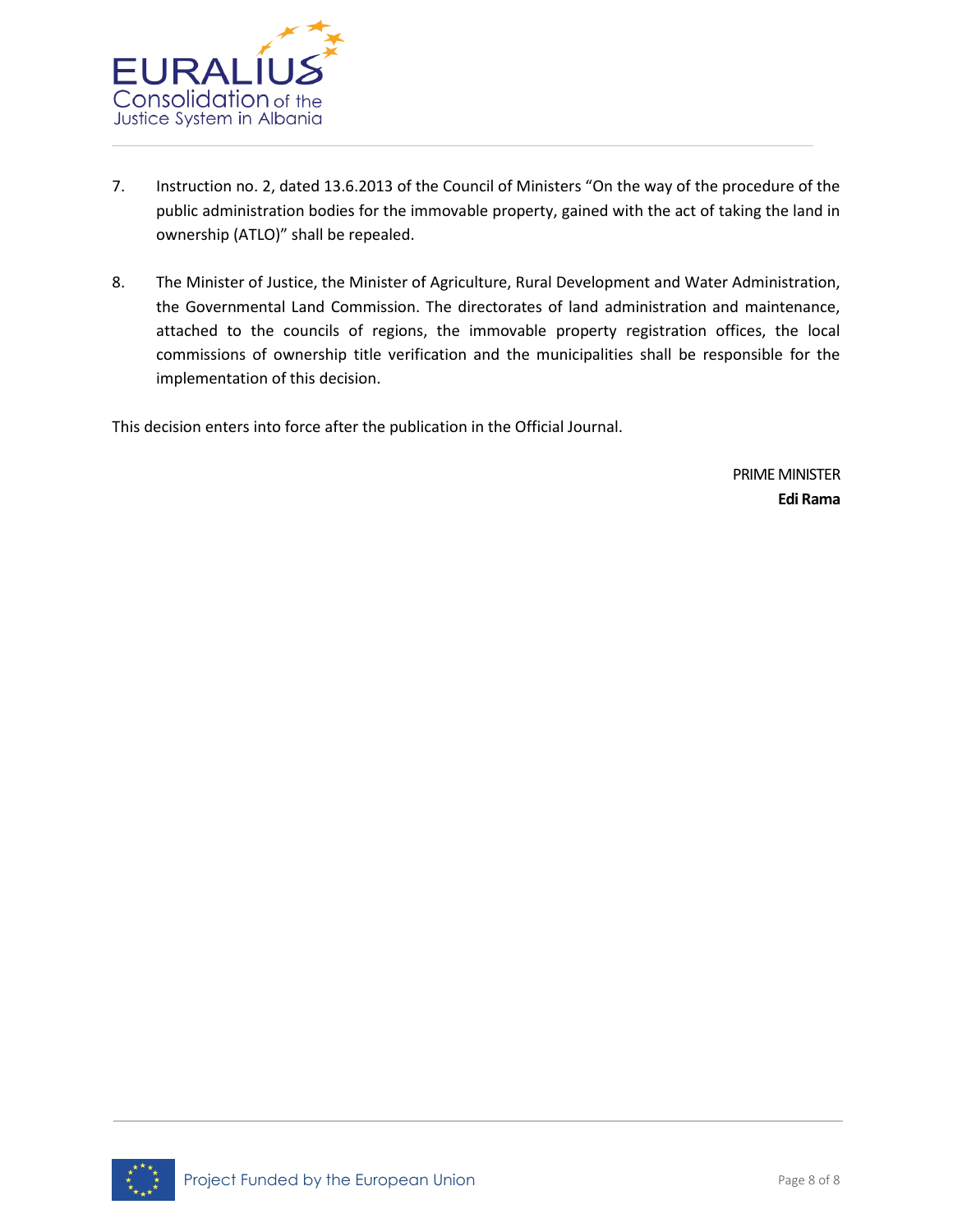7. Instruction no. 2, dated 13.6.2013 of the Council of Ministers "On the way of the procedure of the public administration bodies for the immovable property, gained with the act of taking the land in ownership (ATLO)" shall be repealed.

8. The Minister of Justice, the Minister of Agriculture, Rural Development and Water Administration, the Governmental Land Commission. The directorates of land administration and maintenance, attached to the councils of regions, the immovable property registration offices, the local commissions of ownership title verification and the municipalities shall be responsible for the implementation of this decision.

This decision enters into force after the publication in the Official Journal.

PRIME MINISTER
**Edi Rama**